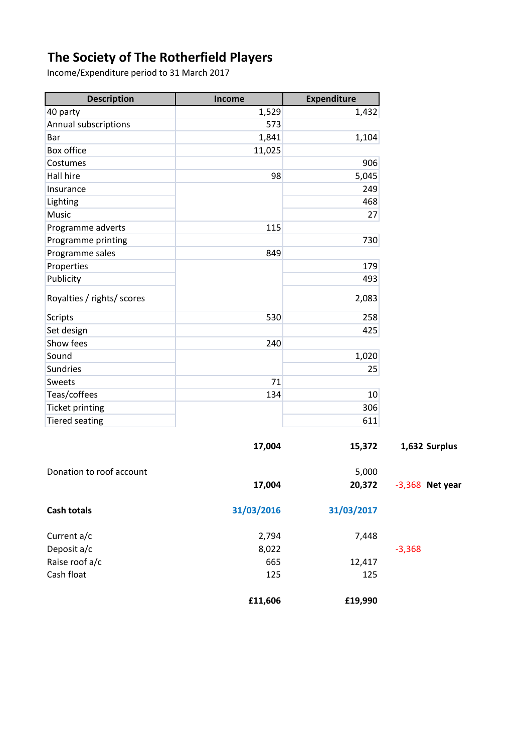# The Society of The Rotherfield Players

Income/Expenditure period to 31 March 2017

| Description | Income | Expenditure | |
|---|---|---|---|
| 40 party | 1,529 | 1,432 | |
| Annual subscriptions | 573 | | |
| Bar | 1,841 | 1,104 | |
| Box office | 11,025 | | |
| Costumes | | 906 | |
| Hall hire | 98 | 5,045 | |
| Insurance | | 249 | |
| Lighting | | 468 | |
| Music | | 27 | |
| Programme adverts | 115 | | |
| Programme printing | | 730 | |
| Programme sales | 849 | | |
| Properties | | 179 | |
| Publicity | | 493 | |
| Royalties / rights/ scores | | 2,083 | |
| Scripts | 530 | 258 | |
| Set design | | 425 | |
| Show fees | 240 | | |
| Sound | | 1,020 | |
| Sundries | | 25 | |
| Sweets | 71 | | |
| Teas/coffees | 134 | 10 | |
| Ticket printing | | 306 | |
| Tiered seating | | 611 | |
| | **17,004** | **15,372** | **1,632 Surplus** |
| Donation to roof account | | 5,000 | |
| | **17,004** | **20,372** | -3,368 **Net year** |
| **Cash totals** | **31/03/2016** | **31/03/2017** | |
| Current a/c | 2,794 | 7,448 | |
| Deposit a/c | 8,022 | | -3,368 |
| Raise roof a/c | 665 | 12,417 | |
| Cash float | 125 | 125 | |
| | **£11,606** | **£19,990** | |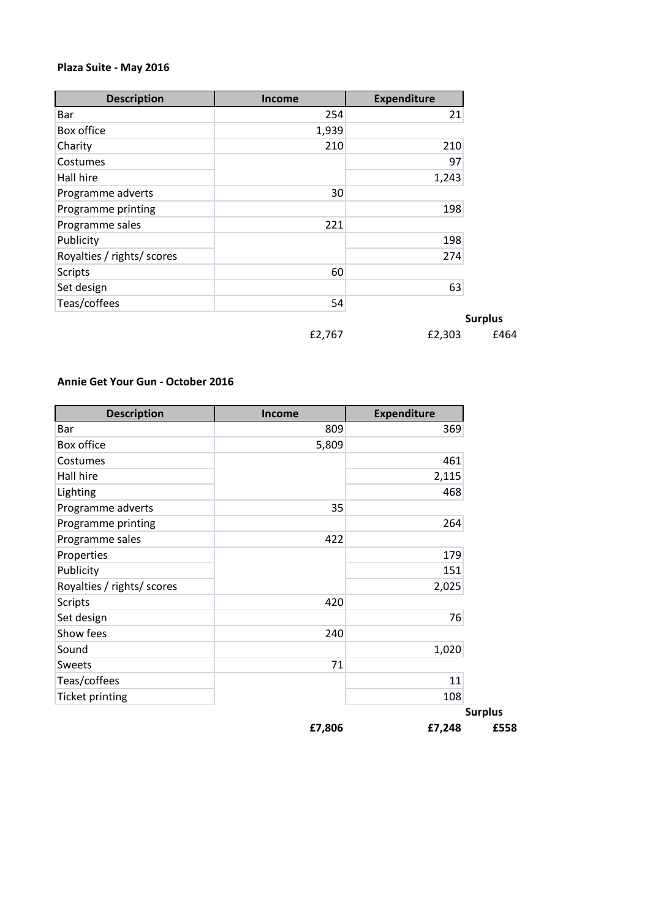**Plaza Suite - May 2016**

| Description | Income | Expenditure | |
|---|---|---|---|
| Bar | 254 | 21 | |
| Box office | 1,939 | | |
| Charity | 210 | 210 | |
| Costumes | | 97 | |
| Hall hire | | 1,243 | |
| Programme adverts | 30 | | |
| Programme printing | | 198 | |
| Programme sales | 221 | | |
| Publicity | | 198 | |
| Royalties / rights/ scores | | 274 | |
| Scripts | 60 | | |
| Set design | | 63 | |
| Teas/coffees | 54 | | |
| | | | **Surplus** |
| | £2,767 | £2,303 | £464 |

**Annie Get Your Gun - October 2016**

| Description | Income | Expenditure | |
|---|---|---|---|
| Bar | 809 | 369 | |
| Box office | 5,809 | | |
| Costumes | | 461 | |
| Hall hire | | 2,115 | |
| Lighting | | 468 | |
| Programme adverts | 35 | | |
| Programme printing | | 264 | |
| Programme sales | 422 | | |
| Properties | | 179 | |
| Publicity | | 151 | |
| Royalties / rights/ scores | | 2,025 | |
| Scripts | 420 | | |
| Set design | | 76 | |
| Show fees | 240 | | |
| Sound | | 1,020 | |
| Sweets | 71 | | |
| Teas/coffees | | 11 | |
| Ticket printing | | 108 | |
| | | | **Surplus** |
| | **£7,806** | **£7,248** | **£558** |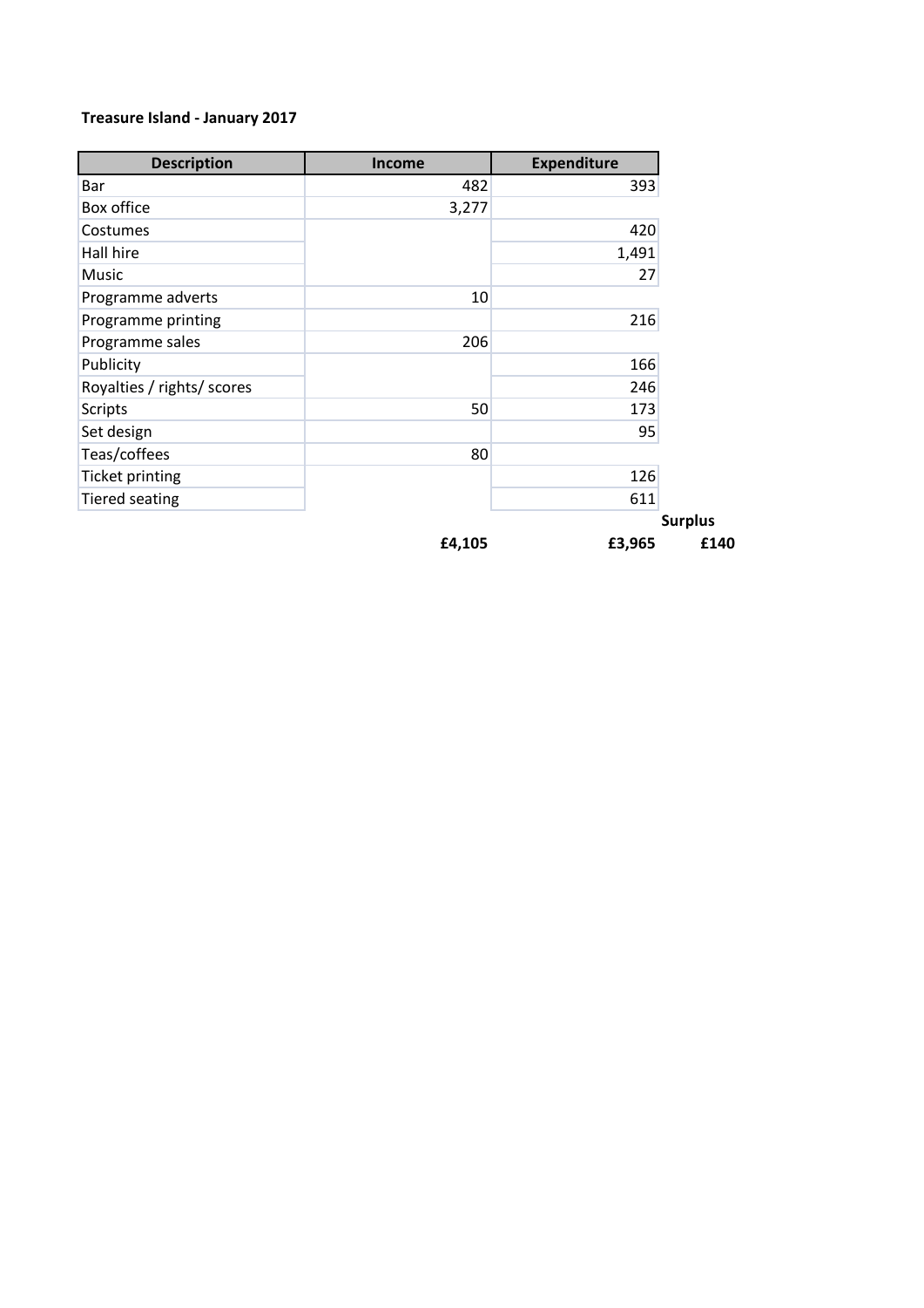**Treasure Island - January 2017**

| Description | Income | Expenditure | |
|---|---|---|---|
| Bar | 482 | 393 | |
| Box office | 3,277 | | |
| Costumes | | 420 | |
| Hall hire | | 1,491 | |
| Music | | 27 | |
| Programme adverts | 10 | | |
| Programme printing | | 216 | |
| Programme sales | 206 | | |
| Publicity | | 166 | |
| Royalties / rights/ scores | | 246 | |
| Scripts | 50 | 173 | |
| Set design | | 95 | |
| Teas/coffees | 80 | | |
| Ticket printing | | 126 | |
| Tiered seating | | 611 | |
| | | | **Surplus** |
| | **£4,105** | **£3,965** | **£140** |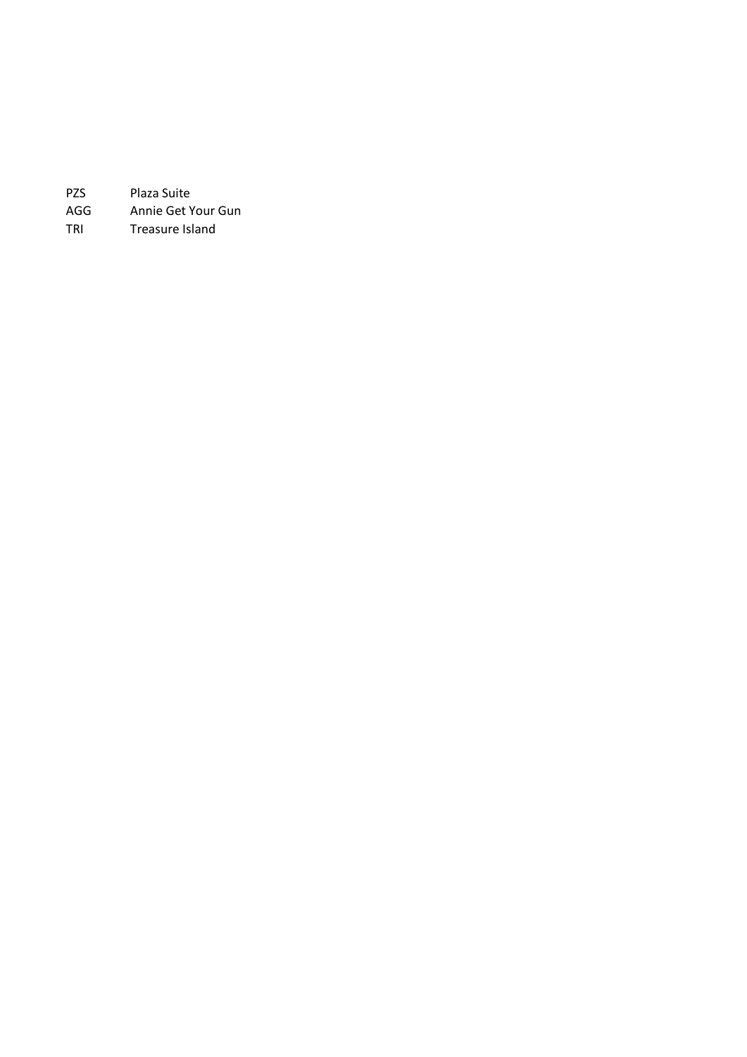| | |
|---|---|
| PZS | Plaza Suite |
| AGG | Annie Get Your Gun |
| TRI | Treasure Island |